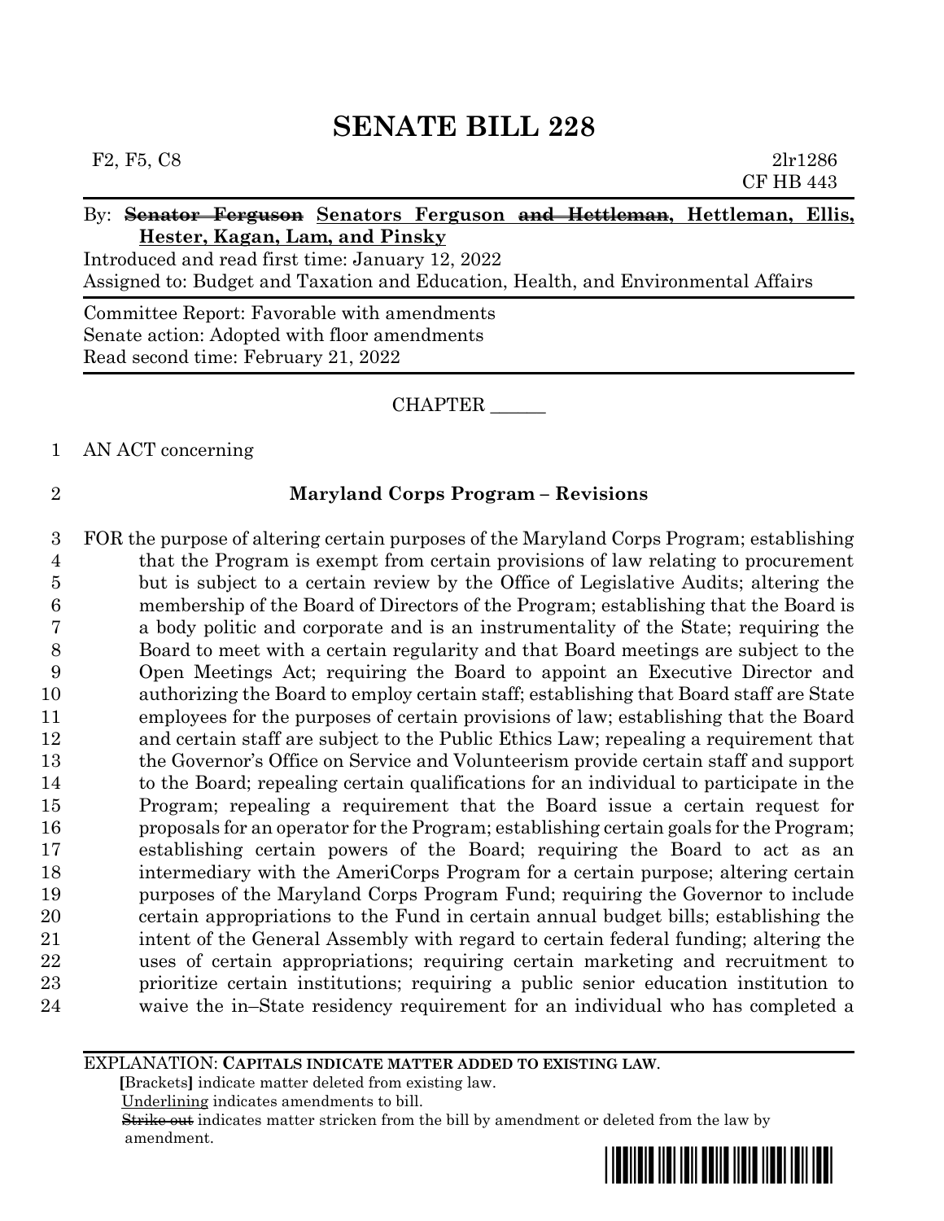# SENATE BILL 228

F2, F5, C8 2lr1286
CF HB 443

By: ~~Senator Ferguson~~ <u>Senators Ferguson ~~and Hettleman~~, Hettleman, Ellis, Hester, Kagan, Lam, and Pinsky</u>

Introduced and read first time: January 12, 2022

Assigned to: Budget and Taxation and Education, Health, and Environmental Affairs

Committee Report: Favorable with amendments

Senate action: Adopted with floor amendments

Read second time: February 21, 2022

CHAPTER ______

1 AN ACT concerning

2 **Maryland Corps Program – Revisions**

3 FOR the purpose of altering certain purposes of the Maryland Corps Program; establishing
4 that the Program is exempt from certain provisions of law relating to procurement
5 but is subject to a certain review by the Office of Legislative Audits; altering the
6 membership of the Board of Directors of the Program; establishing that the Board is
7 a body politic and corporate and is an instrumentality of the State; requiring the
8 Board to meet with a certain regularity and that Board meetings are subject to the
9 Open Meetings Act; requiring the Board to appoint an Executive Director and
10 authorizing the Board to employ certain staff; establishing that Board staff are State
11 employees for the purposes of certain provisions of law; establishing that the Board
12 and certain staff are subject to the Public Ethics Law; repealing a requirement that
13 the Governor's Office on Service and Volunteerism provide certain staff and support
14 to the Board; repealing certain qualifications for an individual to participate in the
15 Program; repealing a requirement that the Board issue a certain request for
16 proposals for an operator for the Program; establishing certain goals for the Program;
17 establishing certain powers of the Board; requiring the Board to act as an
18 intermediary with the AmeriCorps Program for a certain purpose; altering certain
19 purposes of the Maryland Corps Program Fund; requiring the Governor to include
20 certain appropriations to the Fund in certain annual budget bills; establishing the
21 intent of the General Assembly with regard to certain federal funding; altering the
22 uses of certain appropriations; requiring certain marketing and recruitment to
23 prioritize certain institutions; requiring a public senior education institution to
24 waive the in–State residency requirement for an individual who has completed a

EXPLANATION: **CAPITALS INDICATE MATTER ADDED TO EXISTING LAW.**

**[**Brackets**]** indicate matter deleted from existing law.

<u>Underlining</u> indicates amendments to bill.

~~Strike out~~ indicates matter stricken from the bill by amendment or deleted from the law by amendment.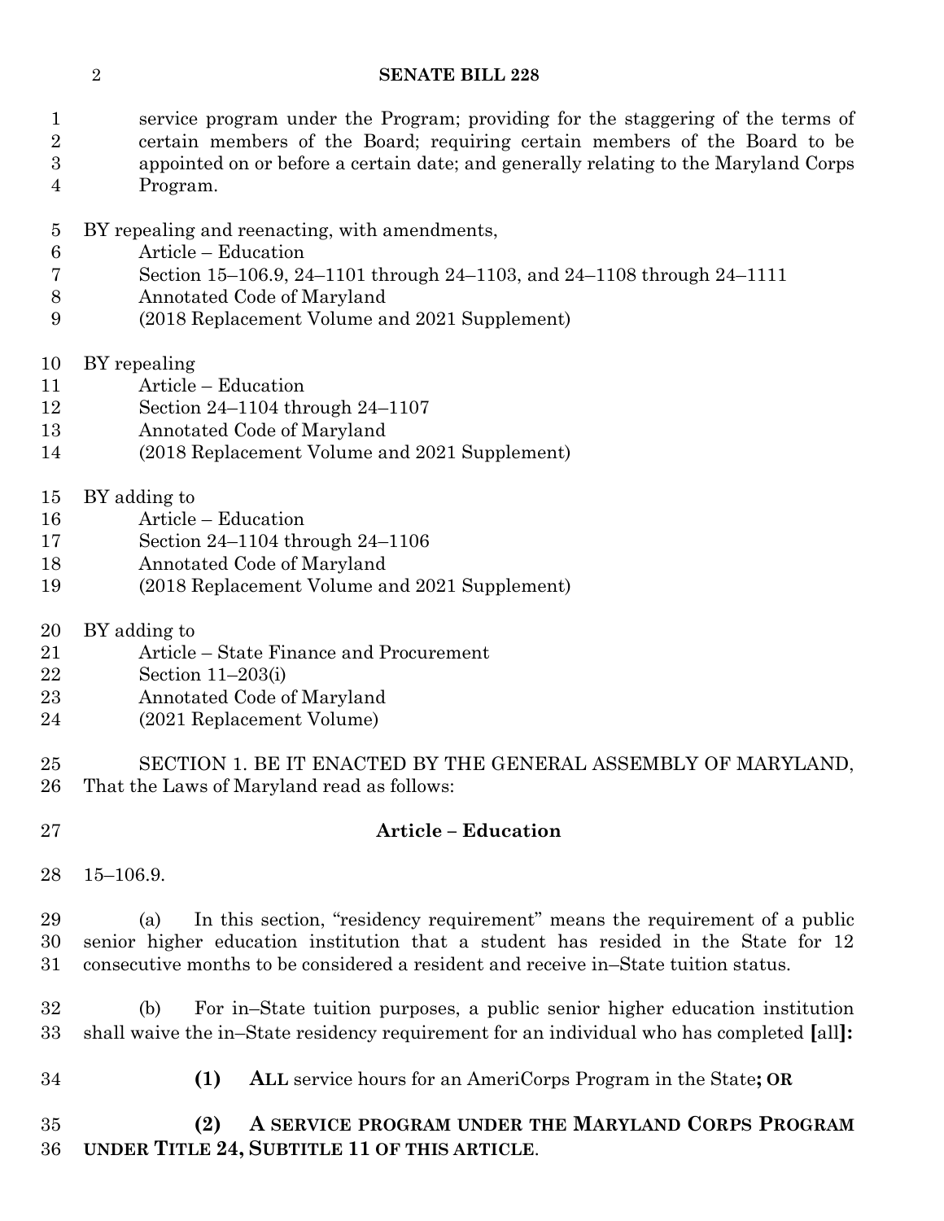service program under the Program; providing for the staggering of the terms of certain members of the Board; requiring certain members of the Board to be appointed on or before a certain date; and generally relating to the Maryland Corps Program.

BY repealing and reenacting, with amendments,
Article – Education
Section 15–106.9, 24–1101 through 24–1103, and 24–1108 through 24–1111
Annotated Code of Maryland
(2018 Replacement Volume and 2021 Supplement)

BY repealing
Article – Education
Section 24–1104 through 24–1107
Annotated Code of Maryland
(2018 Replacement Volume and 2021 Supplement)

BY adding to
Article – Education
Section 24–1104 through 24–1106
Annotated Code of Maryland
(2018 Replacement Volume and 2021 Supplement)

BY adding to
Article – State Finance and Procurement
Section 11–203(i)
Annotated Code of Maryland
(2021 Replacement Volume)

SECTION 1. BE IT ENACTED BY THE GENERAL ASSEMBLY OF MARYLAND, That the Laws of Maryland read as follows:

**Article – Education**

15–106.9.

(a) In this section, "residency requirement" means the requirement of a public senior higher education institution that a student has resided in the State for 12 consecutive months to be considered a resident and receive in–State tuition status.

(b) For in–State tuition purposes, a public senior higher education institution shall waive the in–State residency requirement for an individual who has completed **[**all**]:**

**(1) ALL** service hours for an AmeriCorps Program in the State**; OR**

**(2) A SERVICE PROGRAM UNDER THE MARYLAND CORPS PROGRAM UNDER TITLE 24, SUBTITLE 11 OF THIS ARTICLE**.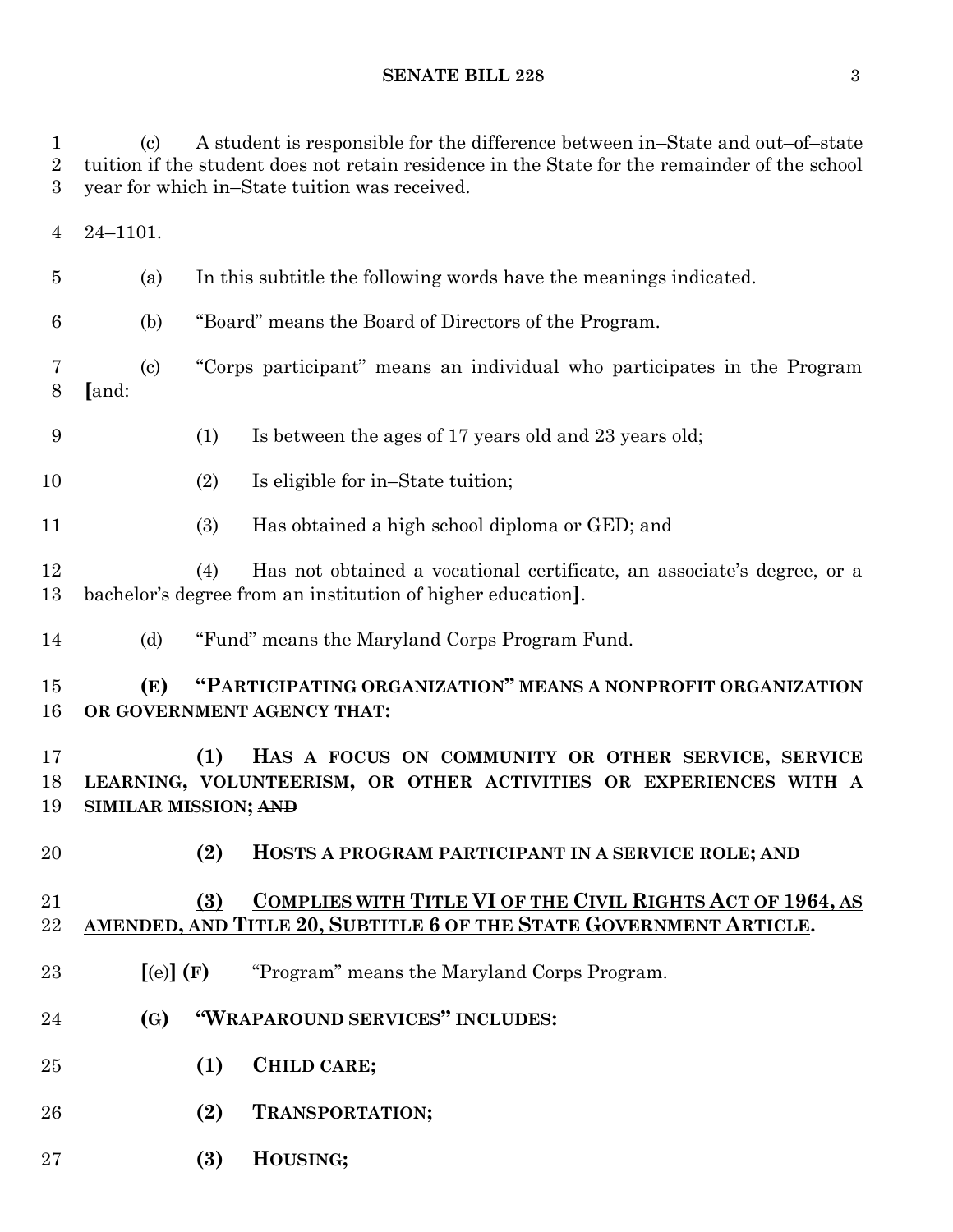(c) A student is responsible for the difference between in–State and out–of–state tuition if the student does not retain residence in the State for the remainder of the school year for which in–State tuition was received.

24–1101.

(a) In this subtitle the following words have the meanings indicated.

(b) "Board" means the Board of Directors of the Program.

(c) "Corps participant" means an individual who participates in the Program **[**and:

(1) Is between the ages of 17 years old and 23 years old;

(2) Is eligible for in–State tuition;

(3) Has obtained a high school diploma or GED; and

(4) Has not obtained a vocational certificate, an associate's degree, or a bachelor's degree from an institution of higher education**]**.

(d) "Fund" means the Maryland Corps Program Fund.

**(E) "PARTICIPATING ORGANIZATION" MEANS A NONPROFIT ORGANIZATION OR GOVERNMENT AGENCY THAT:**

**(1) HAS A FOCUS ON COMMUNITY OR OTHER SERVICE, SERVICE LEARNING, VOLUNTEERISM, OR OTHER ACTIVITIES OR EXPERIENCES WITH A SIMILAR MISSION;** ~~**AND**~~

**(2) HOSTS A PROGRAM PARTICIPANT IN A SERVICE ROLE**<u>**; AND**</u>

<u>**(3) COMPLIES WITH TITLE VI OF THE CIVIL RIGHTS ACT OF 1964, AS AMENDED, AND TITLE 20, SUBTITLE 6 OF THE STATE GOVERNMENT ARTICLE**</u>**.**

**[**(e)**] (F)** "Program" means the Maryland Corps Program.

**(G) "WRAPAROUND SERVICES" INCLUDES:**

**(1) CHILD CARE;**

**(2) TRANSPORTATION;**

**(3) HOUSING;**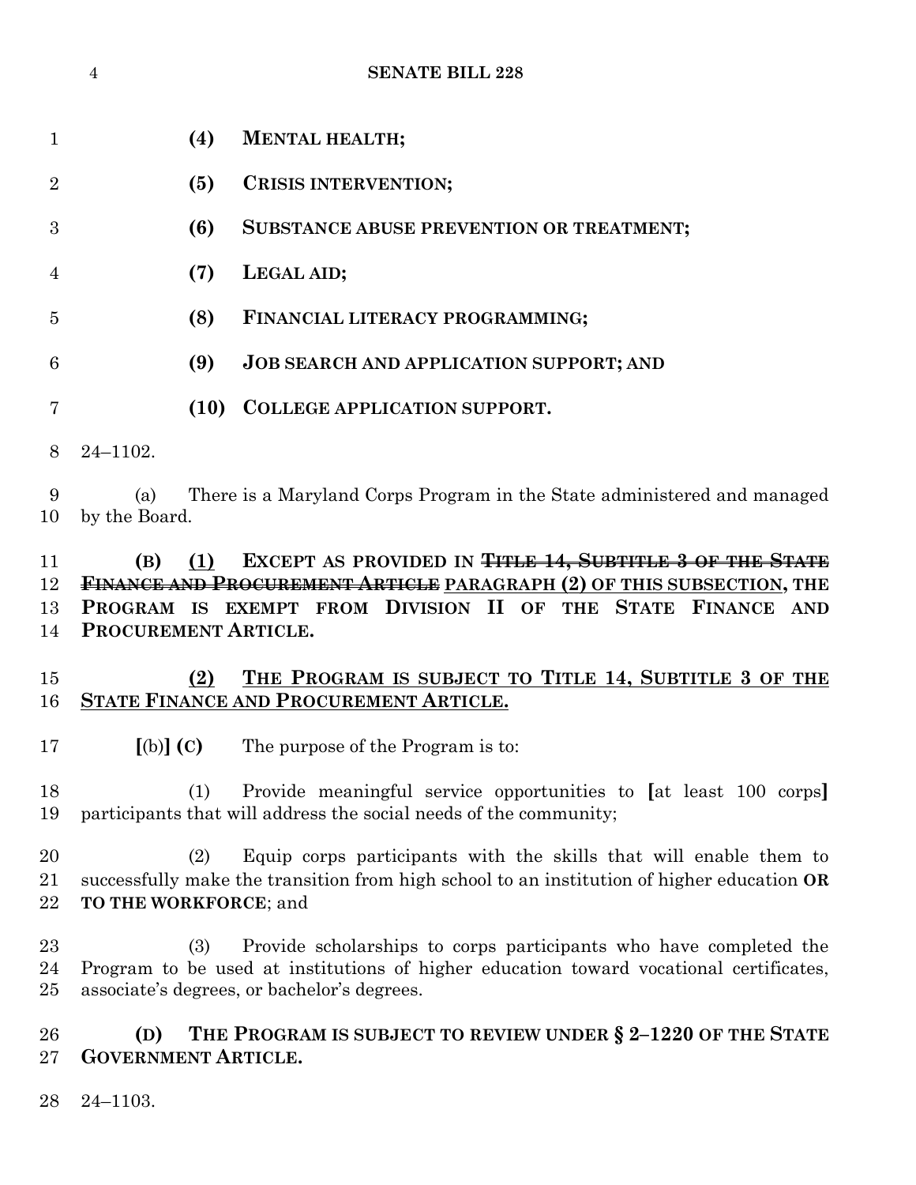(4) **MENTAL HEALTH;**

(5) **CRISIS INTERVENTION;**

(6) **SUBSTANCE ABUSE PREVENTION OR TREATMENT;**

(7) **LEGAL AID;**

(8) **FINANCIAL LITERACY PROGRAMMING;**

(9) **JOB SEARCH AND APPLICATION SUPPORT; AND**

(10) **COLLEGE APPLICATION SUPPORT.**

24–1102.

(a) There is a Maryland Corps Program in the State administered and managed by the Board.

**(B) (1) EXCEPT AS PROVIDED IN ~~TITLE 14, SUBTITLE 3 OF THE STATE FINANCE AND PROCUREMENT ARTICLE~~ PARAGRAPH (2) OF THIS SUBSECTION, THE PROGRAM IS EXEMPT FROM DIVISION II OF THE STATE FINANCE AND PROCUREMENT ARTICLE.**

**(2) THE PROGRAM IS SUBJECT TO TITLE 14, SUBTITLE 3 OF THE STATE FINANCE AND PROCUREMENT ARTICLE.**

**[**(b)**] (C)** The purpose of the Program is to:

(1) Provide meaningful service opportunities to **[**at least 100 corps**]** participants that will address the social needs of the community;

(2) Equip corps participants with the skills that will enable them to successfully make the transition from high school to an institution of higher education **OR TO THE WORKFORCE**; and

(3) Provide scholarships to corps participants who have completed the Program to be used at institutions of higher education toward vocational certificates, associate's degrees, or bachelor's degrees.

**(D) THE PROGRAM IS SUBJECT TO REVIEW UNDER § 2–1220 OF THE STATE GOVERNMENT ARTICLE.**

24–1103.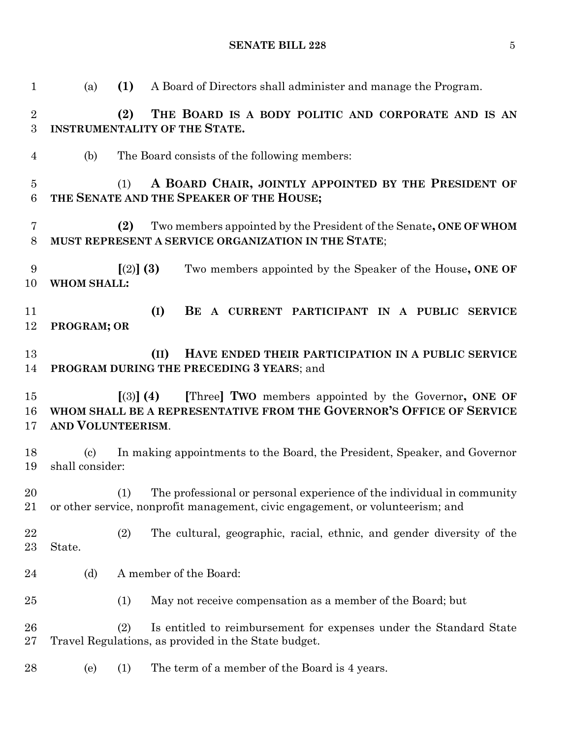(a) **(1)** A Board of Directors shall administer and manage the Program.

**(2) THE BOARD IS A BODY POLITIC AND CORPORATE AND IS AN INSTRUMENTALITY OF THE STATE.**

(b) The Board consists of the following members:

(1) **A BOARD CHAIR, JOINTLY APPOINTED BY THE PRESIDENT OF THE SENATE AND THE SPEAKER OF THE HOUSE;**

**(2)** Two members appointed by the President of the Senate**, ONE OF WHOM MUST REPRESENT A SERVICE ORGANIZATION IN THE STATE**;

[(2)] **(3)** Two members appointed by the Speaker of the House**, ONE OF WHOM SHALL:**

**(I) BE A CURRENT PARTICIPANT IN A PUBLIC SERVICE PROGRAM; OR**

**(II) HAVE ENDED THEIR PARTICIPATION IN A PUBLIC SERVICE PROGRAM DURING THE PRECEDING 3 YEARS**; and

[(3)] **(4)** [Three] **TWO** members appointed by the Governor**, ONE OF WHOM SHALL BE A REPRESENTATIVE FROM THE GOVERNOR'S OFFICE OF SERVICE AND VOLUNTEERISM**.

(c) In making appointments to the Board, the President, Speaker, and Governor shall consider:

(1) The professional or personal experience of the individual in community or other service, nonprofit management, civic engagement, or volunteerism; and

(2) The cultural, geographic, racial, ethnic, and gender diversity of the State.

(d) A member of the Board:

(1) May not receive compensation as a member of the Board; but

(2) Is entitled to reimbursement for expenses under the Standard State Travel Regulations, as provided in the State budget.

(e) (1) The term of a member of the Board is 4 years.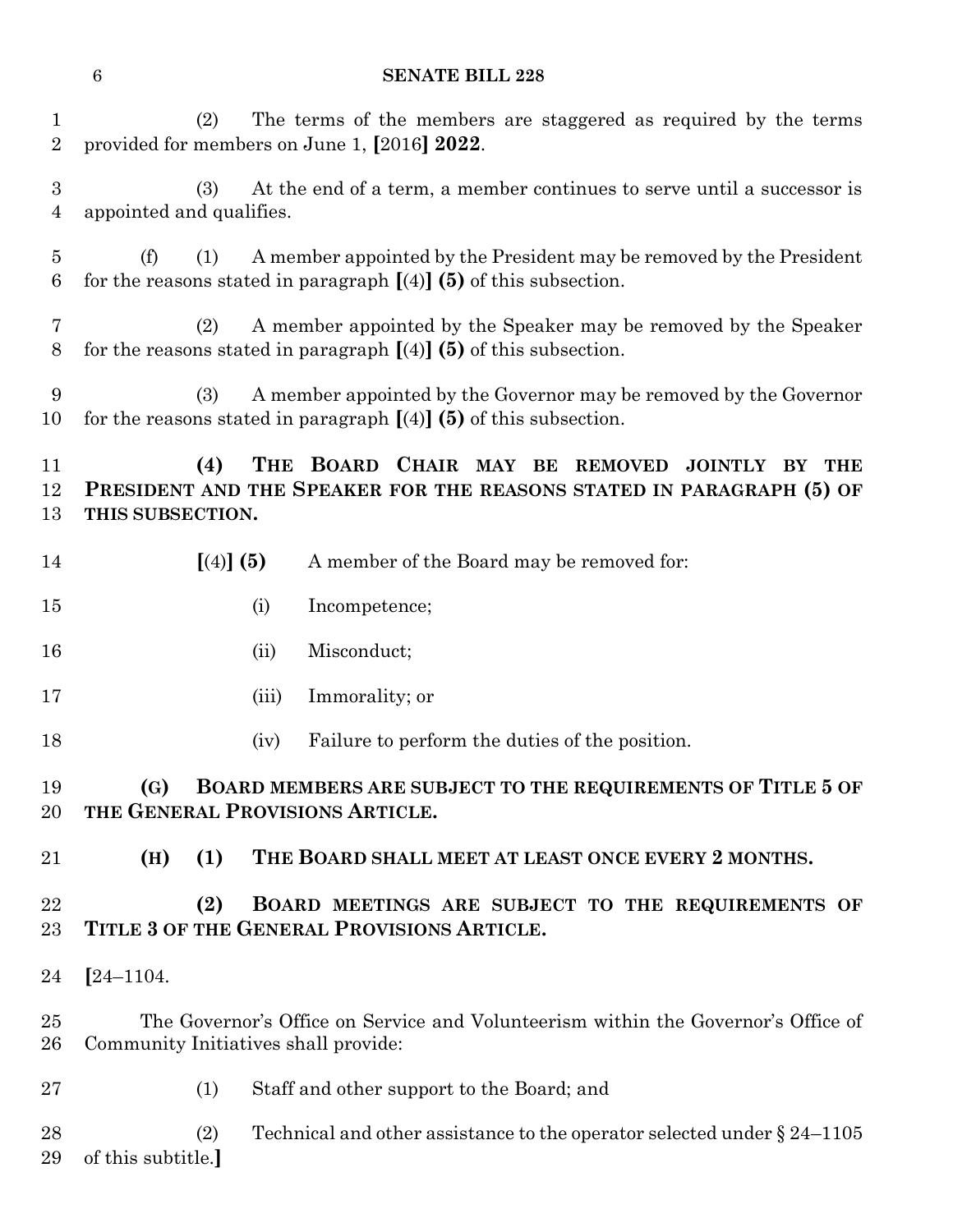(2) The terms of the members are staggered as required by the terms provided for members on June 1, [2016] **2022**.

(3) At the end of a term, a member continues to serve until a successor is appointed and qualifies.

(f) (1) A member appointed by the President may be removed by the President for the reasons stated in paragraph [(4)] **(5)** of this subsection.

(2) A member appointed by the Speaker may be removed by the Speaker for the reasons stated in paragraph [(4)] **(5)** of this subsection.

(3) A member appointed by the Governor may be removed by the Governor for the reasons stated in paragraph [(4)] **(5)** of this subsection.

**(4) THE BOARD CHAIR MAY BE REMOVED JOINTLY BY THE PRESIDENT AND THE SPEAKER FOR THE REASONS STATED IN PARAGRAPH (5) OF THIS SUBSECTION.**

[(4)] **(5)** A member of the Board may be removed for:

(i) Incompetence;

(ii) Misconduct;

(iii) Immorality; or

(iv) Failure to perform the duties of the position.

**(G) BOARD MEMBERS ARE SUBJECT TO THE REQUIREMENTS OF TITLE 5 OF THE GENERAL PROVISIONS ARTICLE.**

**(H) (1) THE BOARD SHALL MEET AT LEAST ONCE EVERY 2 MONTHS.**

**(2) BOARD MEETINGS ARE SUBJECT TO THE REQUIREMENTS OF TITLE 3 OF THE GENERAL PROVISIONS ARTICLE.**

[24–1104.

The Governor's Office on Service and Volunteerism within the Governor's Office of Community Initiatives shall provide:

(1) Staff and other support to the Board; and

(2) Technical and other assistance to the operator selected under § 24–1105 of this subtitle.]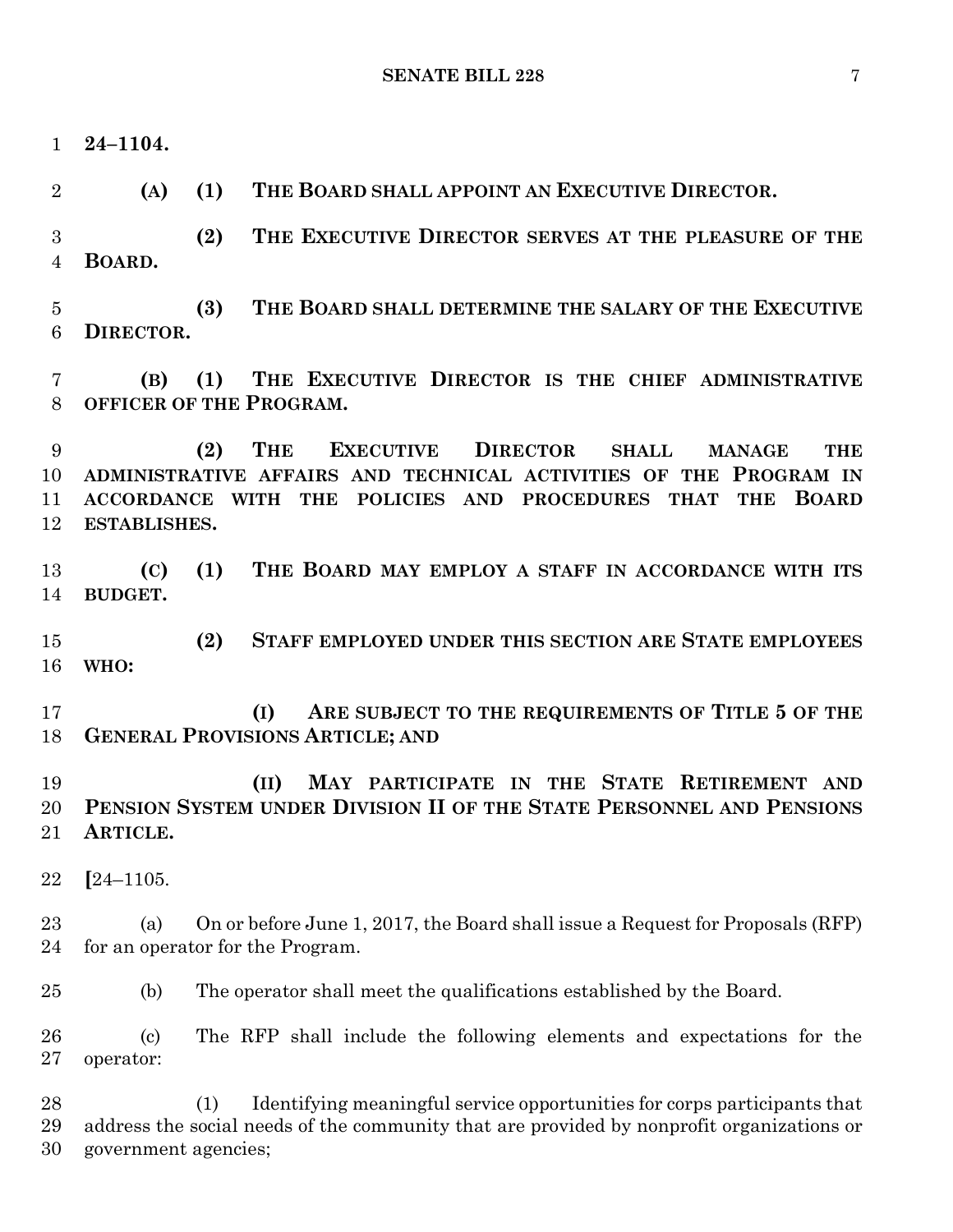**24–1104.**

**(A) (1) THE BOARD SHALL APPOINT AN EXECUTIVE DIRECTOR.**

**(2) THE EXECUTIVE DIRECTOR SERVES AT THE PLEASURE OF THE BOARD.**

**(3) THE BOARD SHALL DETERMINE THE SALARY OF THE EXECUTIVE DIRECTOR.**

**(B) (1) THE EXECUTIVE DIRECTOR IS THE CHIEF ADMINISTRATIVE OFFICER OF THE PROGRAM.**

**(2) THE EXECUTIVE DIRECTOR SHALL MANAGE THE ADMINISTRATIVE AFFAIRS AND TECHNICAL ACTIVITIES OF THE PROGRAM IN ACCORDANCE WITH THE POLICIES AND PROCEDURES THAT THE BOARD ESTABLISHES.**

**(C) (1) THE BOARD MAY EMPLOY A STAFF IN ACCORDANCE WITH ITS BUDGET.**

**(2) STAFF EMPLOYED UNDER THIS SECTION ARE STATE EMPLOYEES WHO:**

**(I) ARE SUBJECT TO THE REQUIREMENTS OF TITLE 5 OF THE GENERAL PROVISIONS ARTICLE; AND**

**(II) MAY PARTICIPATE IN THE STATE RETIREMENT AND PENSION SYSTEM UNDER DIVISION II OF THE STATE PERSONNEL AND PENSIONS ARTICLE.**

**[**24–1105.

(a) On or before June 1, 2017, the Board shall issue a Request for Proposals (RFP) for an operator for the Program.

(b) The operator shall meet the qualifications established by the Board.

(c) The RFP shall include the following elements and expectations for the operator:

(1) Identifying meaningful service opportunities for corps participants that address the social needs of the community that are provided by nonprofit organizations or government agencies;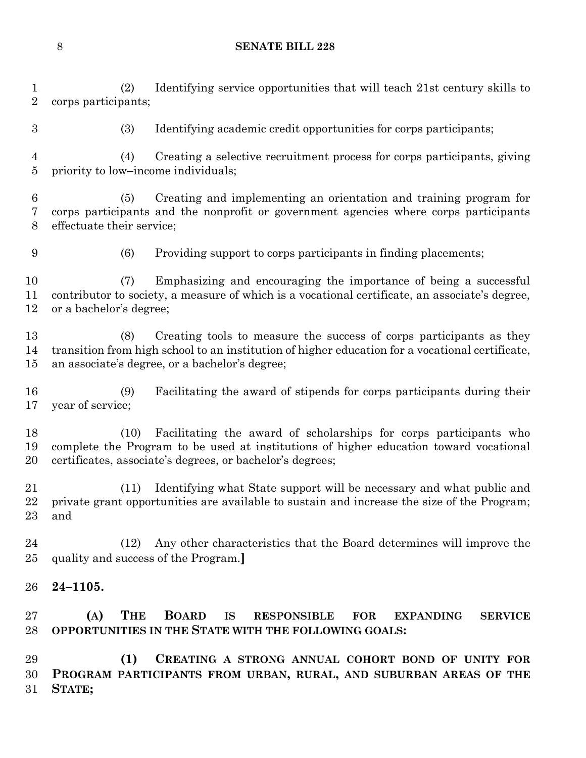(2) Identifying service opportunities that will teach 21st century skills to corps participants;

(3) Identifying academic credit opportunities for corps participants;

(4) Creating a selective recruitment process for corps participants, giving priority to low–income individuals;

(5) Creating and implementing an orientation and training program for corps participants and the nonprofit or government agencies where corps participants effectuate their service;

(6) Providing support to corps participants in finding placements;

(7) Emphasizing and encouraging the importance of being a successful contributor to society, a measure of which is a vocational certificate, an associate's degree, or a bachelor's degree;

(8) Creating tools to measure the success of corps participants as they transition from high school to an institution of higher education for a vocational certificate, an associate's degree, or a bachelor's degree;

(9) Facilitating the award of stipends for corps participants during their year of service;

(10) Facilitating the award of scholarships for corps participants who complete the Program to be used at institutions of higher education toward vocational certificates, associate's degrees, or bachelor's degrees;

(11) Identifying what State support will be necessary and what public and private grant opportunities are available to sustain and increase the size of the Program; and

(12) Any other characteristics that the Board determines will improve the quality and success of the Program.**]**

**24–1105.**

**(A) THE BOARD IS RESPONSIBLE FOR EXPANDING SERVICE OPPORTUNITIES IN THE STATE WITH THE FOLLOWING GOALS:**

**(1) CREATING A STRONG ANNUAL COHORT BOND OF UNITY FOR PROGRAM PARTICIPANTS FROM URBAN, RURAL, AND SUBURBAN AREAS OF THE STATE;**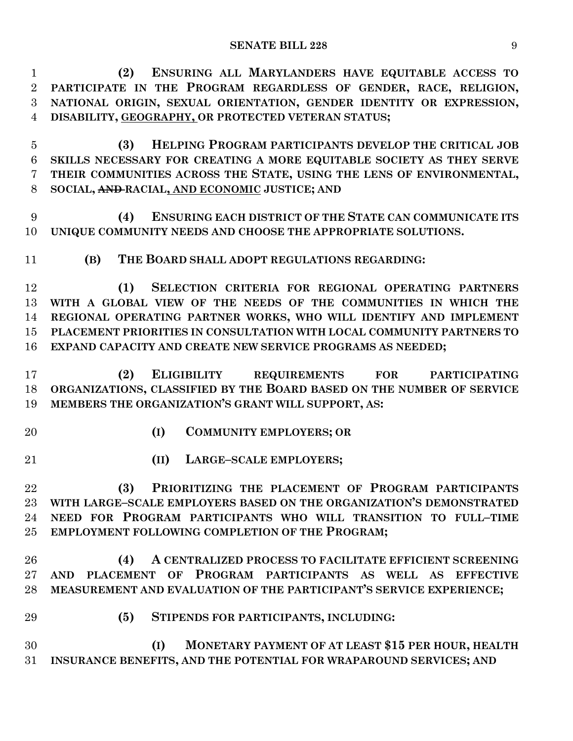**(2) ENSURING ALL MARYLANDERS HAVE EQUITABLE ACCESS TO PARTICIPATE IN THE PROGRAM REGARDLESS OF GENDER, RACE, RELIGION, NATIONAL ORIGIN, SEXUAL ORIENTATION, GENDER IDENTITY OR EXPRESSION, DISABILITY, GEOGRAPHY, OR PROTECTED VETERAN STATUS;**

**(3) HELPING PROGRAM PARTICIPANTS DEVELOP THE CRITICAL JOB SKILLS NECESSARY FOR CREATING A MORE EQUITABLE SOCIETY AS THEY SERVE THEIR COMMUNITIES ACROSS THE STATE, USING THE LENS OF ENVIRONMENTAL, SOCIAL, ~~AND~~ RACIAL, AND ECONOMIC JUSTICE; AND**

**(4) ENSURING EACH DISTRICT OF THE STATE CAN COMMUNICATE ITS UNIQUE COMMUNITY NEEDS AND CHOOSE THE APPROPRIATE SOLUTIONS.**

**(B) THE BOARD SHALL ADOPT REGULATIONS REGARDING:**

**(1) SELECTION CRITERIA FOR REGIONAL OPERATING PARTNERS WITH A GLOBAL VIEW OF THE NEEDS OF THE COMMUNITIES IN WHICH THE REGIONAL OPERATING PARTNER WORKS, WHO WILL IDENTIFY AND IMPLEMENT PLACEMENT PRIORITIES IN CONSULTATION WITH LOCAL COMMUNITY PARTNERS TO EXPAND CAPACITY AND CREATE NEW SERVICE PROGRAMS AS NEEDED;**

**(2) ELIGIBILITY REQUIREMENTS FOR PARTICIPATING ORGANIZATIONS, CLASSIFIED BY THE BOARD BASED ON THE NUMBER OF SERVICE MEMBERS THE ORGANIZATION'S GRANT WILL SUPPORT, AS:**

**(I) COMMUNITY EMPLOYERS; OR**

**(II) LARGE–SCALE EMPLOYERS;**

**(3) PRIORITIZING THE PLACEMENT OF PROGRAM PARTICIPANTS WITH LARGE–SCALE EMPLOYERS BASED ON THE ORGANIZATION'S DEMONSTRATED NEED FOR PROGRAM PARTICIPANTS WHO WILL TRANSITION TO FULL–TIME EMPLOYMENT FOLLOWING COMPLETION OF THE PROGRAM;**

**(4) A CENTRALIZED PROCESS TO FACILITATE EFFICIENT SCREENING AND PLACEMENT OF PROGRAM PARTICIPANTS AS WELL AS EFFECTIVE MEASUREMENT AND EVALUATION OF THE PARTICIPANT'S SERVICE EXPERIENCE;**

**(5) STIPENDS FOR PARTICIPANTS, INCLUDING:**

**(I) MONETARY PAYMENT OF AT LEAST $15 PER HOUR, HEALTH INSURANCE BENEFITS, AND THE POTENTIAL FOR WRAPAROUND SERVICES; AND**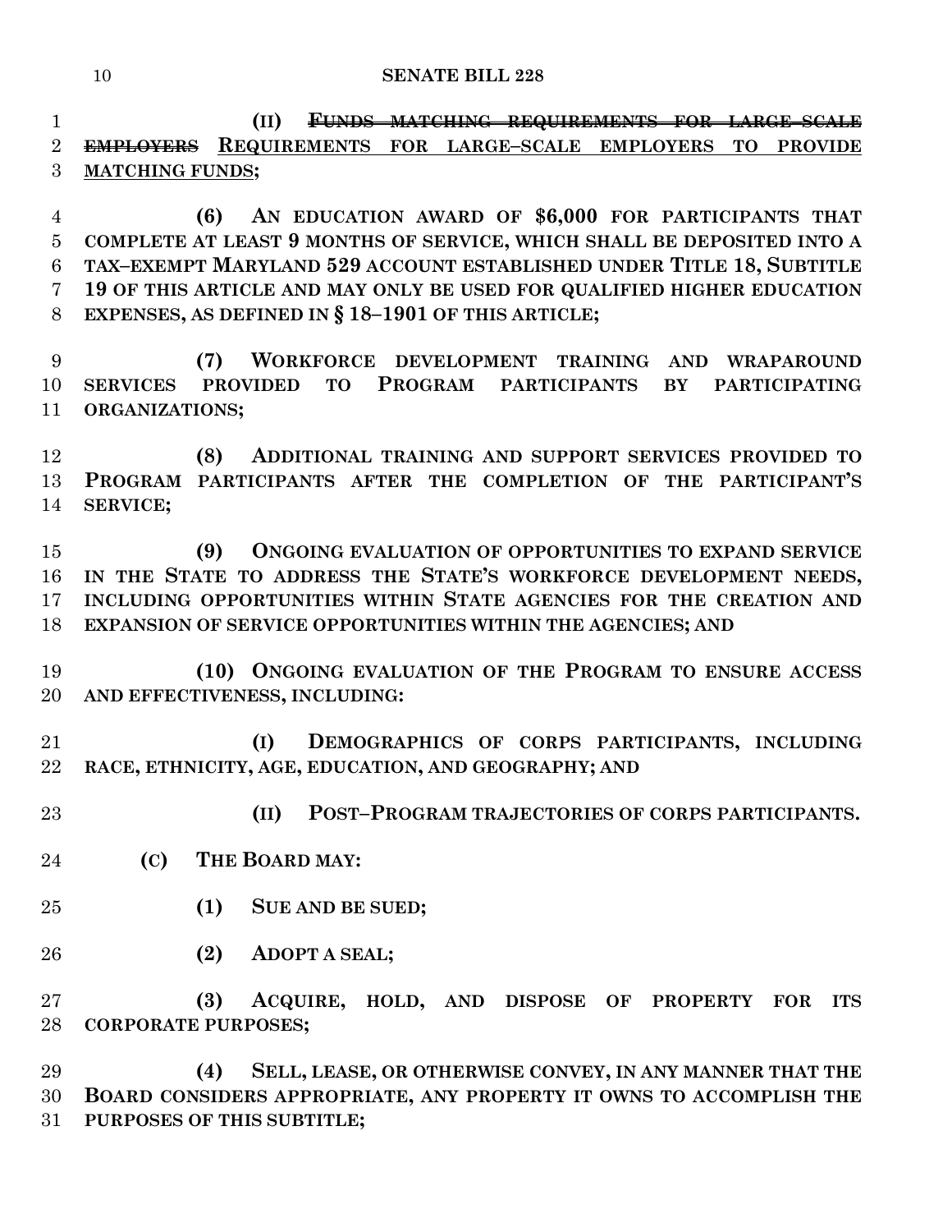**(II)** ~~**FUNDS MATCHING REQUIREMENTS FOR LARGE–SCALE EMPLOYERS**~~ **REQUIREMENTS FOR LARGE–SCALE EMPLOYERS TO PROVIDE MATCHING FUNDS;**

**(6) AN EDUCATION AWARD OF $6,000 FOR PARTICIPANTS THAT COMPLETE AT LEAST 9 MONTHS OF SERVICE, WHICH SHALL BE DEPOSITED INTO A TAX–EXEMPT MARYLAND 529 ACCOUNT ESTABLISHED UNDER TITLE 18, SUBTITLE 19 OF THIS ARTICLE AND MAY ONLY BE USED FOR QUALIFIED HIGHER EDUCATION EXPENSES, AS DEFINED IN § 18–1901 OF THIS ARTICLE;**

**(7) WORKFORCE DEVELOPMENT TRAINING AND WRAPAROUND SERVICES PROVIDED TO PROGRAM PARTICIPANTS BY PARTICIPATING ORGANIZATIONS;**

**(8) ADDITIONAL TRAINING AND SUPPORT SERVICES PROVIDED TO PROGRAM PARTICIPANTS AFTER THE COMPLETION OF THE PARTICIPANT'S SERVICE;**

**(9) ONGOING EVALUATION OF OPPORTUNITIES TO EXPAND SERVICE IN THE STATE TO ADDRESS THE STATE'S WORKFORCE DEVELOPMENT NEEDS, INCLUDING OPPORTUNITIES WITHIN STATE AGENCIES FOR THE CREATION AND EXPANSION OF SERVICE OPPORTUNITIES WITHIN THE AGENCIES; AND**

**(10) ONGOING EVALUATION OF THE PROGRAM TO ENSURE ACCESS AND EFFECTIVENESS, INCLUDING:**

**(I) DEMOGRAPHICS OF CORPS PARTICIPANTS, INCLUDING RACE, ETHNICITY, AGE, EDUCATION, AND GEOGRAPHY; AND**

**(II) POST–PROGRAM TRAJECTORIES OF CORPS PARTICIPANTS.**

**(C) THE BOARD MAY:**

**(1) SUE AND BE SUED;**

**(2) ADOPT A SEAL;**

**(3) ACQUIRE, HOLD, AND DISPOSE OF PROPERTY FOR ITS CORPORATE PURPOSES;**

**(4) SELL, LEASE, OR OTHERWISE CONVEY, IN ANY MANNER THAT THE BOARD CONSIDERS APPROPRIATE, ANY PROPERTY IT OWNS TO ACCOMPLISH THE PURPOSES OF THIS SUBTITLE;**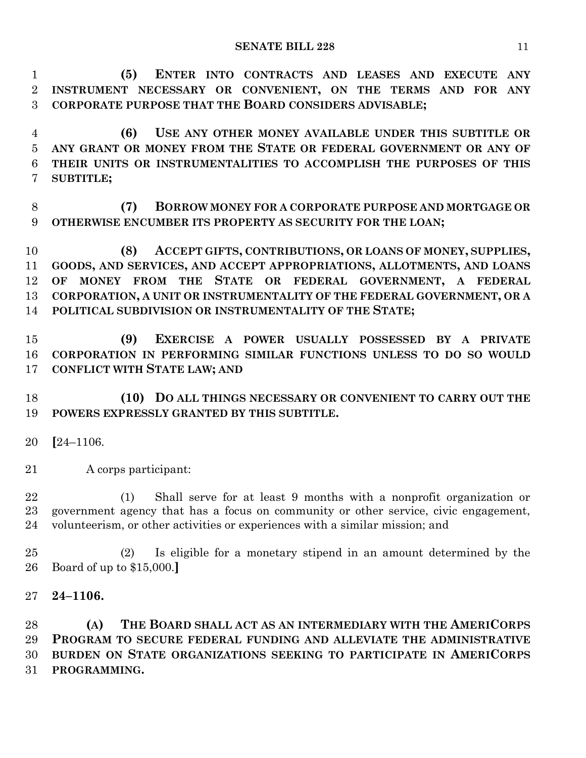**(5) ENTER INTO CONTRACTS AND LEASES AND EXECUTE ANY INSTRUMENT NECESSARY OR CONVENIENT, ON THE TERMS AND FOR ANY CORPORATE PURPOSE THAT THE BOARD CONSIDERS ADVISABLE;**

**(6) USE ANY OTHER MONEY AVAILABLE UNDER THIS SUBTITLE OR ANY GRANT OR MONEY FROM THE STATE OR FEDERAL GOVERNMENT OR ANY OF THEIR UNITS OR INSTRUMENTALITIES TO ACCOMPLISH THE PURPOSES OF THIS SUBTITLE;**

**(7) BORROW MONEY FOR A CORPORATE PURPOSE AND MORTGAGE OR OTHERWISE ENCUMBER ITS PROPERTY AS SECURITY FOR THE LOAN;**

**(8) ACCEPT GIFTS, CONTRIBUTIONS, OR LOANS OF MONEY, SUPPLIES, GOODS, AND SERVICES, AND ACCEPT APPROPRIATIONS, ALLOTMENTS, AND LOANS OF MONEY FROM THE STATE OR FEDERAL GOVERNMENT, A FEDERAL CORPORATION, A UNIT OR INSTRUMENTALITY OF THE FEDERAL GOVERNMENT, OR A POLITICAL SUBDIVISION OR INSTRUMENTALITY OF THE STATE;**

**(9) EXERCISE A POWER USUALLY POSSESSED BY A PRIVATE CORPORATION IN PERFORMING SIMILAR FUNCTIONS UNLESS TO DO SO WOULD CONFLICT WITH STATE LAW; AND**

**(10) DO ALL THINGS NECESSARY OR CONVENIENT TO CARRY OUT THE POWERS EXPRESSLY GRANTED BY THIS SUBTITLE.**

**[**24–1106.

A corps participant:

(1) Shall serve for at least 9 months with a nonprofit organization or government agency that has a focus on community or other service, civic engagement, volunteerism, or other activities or experiences with a similar mission; and

(2) Is eligible for a monetary stipend in an amount determined by the Board of up to $15,000.**]**

**24–1106.**

**(A) THE BOARD SHALL ACT AS AN INTERMEDIARY WITH THE AMERICORPS PROGRAM TO SECURE FEDERAL FUNDING AND ALLEVIATE THE ADMINISTRATIVE BURDEN ON STATE ORGANIZATIONS SEEKING TO PARTICIPATE IN AMERICORPS PROGRAMMING.**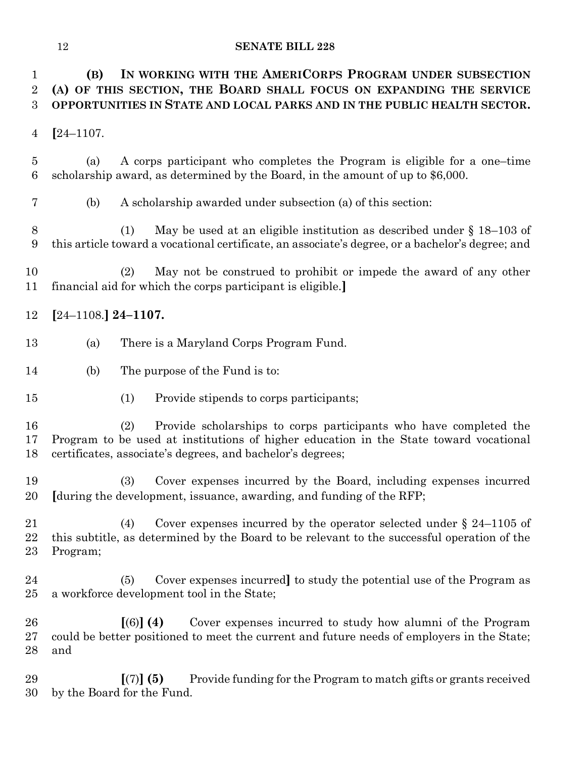**(B) IN WORKING WITH THE AMERICORPS PROGRAM UNDER SUBSECTION (A) OF THIS SECTION, THE BOARD SHALL FOCUS ON EXPANDING THE SERVICE OPPORTUNITIES IN STATE AND LOCAL PARKS AND IN THE PUBLIC HEALTH SECTOR.**

**[**24–1107.

(a) A corps participant who completes the Program is eligible for a one–time scholarship award, as determined by the Board, in the amount of up to $6,000.

(b) A scholarship awarded under subsection (a) of this section:

(1) May be used at an eligible institution as described under § 18–103 of this article toward a vocational certificate, an associate's degree, or a bachelor's degree; and

(2) May not be construed to prohibit or impede the award of any other financial aid for which the corps participant is eligible.**]**

**[**24–1108.**] 24–1107.**

(a) There is a Maryland Corps Program Fund.

(b) The purpose of the Fund is to:

(1) Provide stipends to corps participants;

(2) Provide scholarships to corps participants who have completed the Program to be used at institutions of higher education in the State toward vocational certificates, associate's degrees, and bachelor's degrees;

(3) Cover expenses incurred by the Board, including expenses incurred **[**during the development, issuance, awarding, and funding of the RFP;

(4) Cover expenses incurred by the operator selected under § 24–1105 of this subtitle, as determined by the Board to be relevant to the successful operation of the Program;

(5) Cover expenses incurred**]** to study the potential use of the Program as a workforce development tool in the State;

**[**(6)**] (4)** Cover expenses incurred to study how alumni of the Program could be better positioned to meet the current and future needs of employers in the State; and

**[**(7)**] (5)** Provide funding for the Program to match gifts or grants received by the Board for the Fund.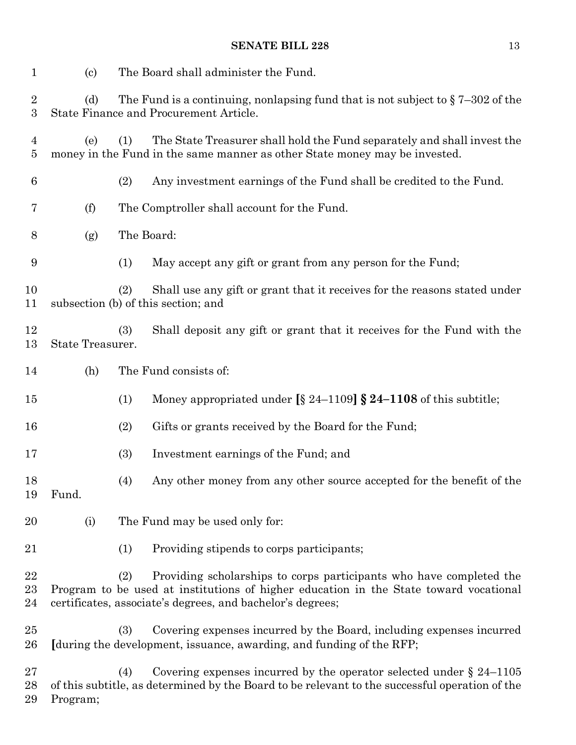(c) The Board shall administer the Fund.

(d) The Fund is a continuing, nonlapsing fund that is not subject to § 7–302 of the State Finance and Procurement Article.

(e) (1) The State Treasurer shall hold the Fund separately and shall invest the money in the Fund in the same manner as other State money may be invested.

(2) Any investment earnings of the Fund shall be credited to the Fund.

(f) The Comptroller shall account for the Fund.

(g) The Board:

(1) May accept any gift or grant from any person for the Fund;

(2) Shall use any gift or grant that it receives for the reasons stated under subsection (b) of this section; and

(3) Shall deposit any gift or grant that it receives for the Fund with the State Treasurer.

(h) The Fund consists of:

(1) Money appropriated under **[**§ 24–1109**]** **§ 24–1108** of this subtitle;

(2) Gifts or grants received by the Board for the Fund;

(3) Investment earnings of the Fund; and

(4) Any other money from any other source accepted for the benefit of the Fund.

(i) The Fund may be used only for:

(1) Providing stipends to corps participants;

(2) Providing scholarships to corps participants who have completed the Program to be used at institutions of higher education in the State toward vocational certificates, associate's degrees, and bachelor's degrees;

(3) Covering expenses incurred by the Board, including expenses incurred **[**during the development, issuance, awarding, and funding of the RFP;

(4) Covering expenses incurred by the operator selected under § 24–1105 of this subtitle, as determined by the Board to be relevant to the successful operation of the Program;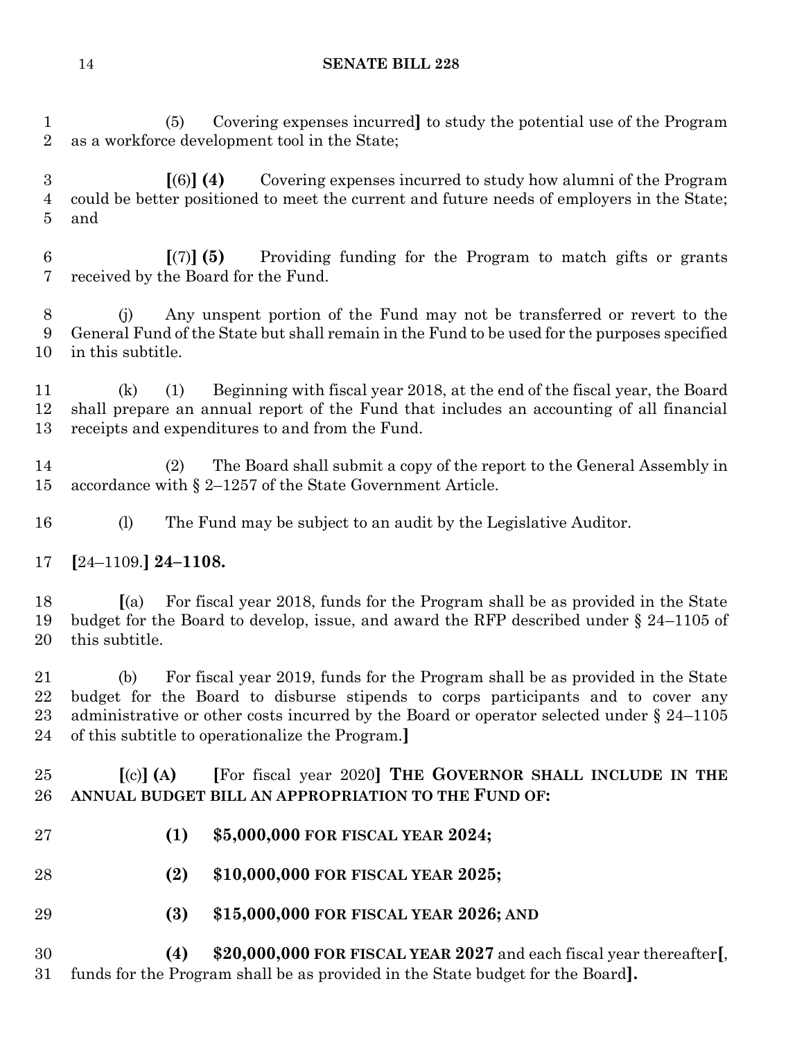(5) Covering expenses incurred**]** to study the potential use of the Program as a workforce development tool in the State;

**[**(6)**] (4)** Covering expenses incurred to study how alumni of the Program could be better positioned to meet the current and future needs of employers in the State; and

**[**(7)**] (5)** Providing funding for the Program to match gifts or grants received by the Board for the Fund.

(j) Any unspent portion of the Fund may not be transferred or revert to the General Fund of the State but shall remain in the Fund to be used for the purposes specified in this subtitle.

(k) (1) Beginning with fiscal year 2018, at the end of the fiscal year, the Board shall prepare an annual report of the Fund that includes an accounting of all financial receipts and expenditures to and from the Fund.

(2) The Board shall submit a copy of the report to the General Assembly in accordance with § 2–1257 of the State Government Article.

(l) The Fund may be subject to an audit by the Legislative Auditor.

**[**24–1109.**] 24–1108.**

**[**(a) For fiscal year 2018, funds for the Program shall be as provided in the State budget for the Board to develop, issue, and award the RFP described under § 24–1105 of this subtitle.

(b) For fiscal year 2019, funds for the Program shall be as provided in the State budget for the Board to disburse stipends to corps participants and to cover any administrative or other costs incurred by the Board or operator selected under § 24–1105 of this subtitle to operationalize the Program.**]**

**[**(c)**] (A)** **[**For fiscal year 2020**] THE GOVERNOR SHALL INCLUDE IN THE ANNUAL BUDGET BILL AN APPROPRIATION TO THE FUND OF:**

**(1) $5,000,000 FOR FISCAL YEAR 2024;**

**(2) $10,000,000 FOR FISCAL YEAR 2025;**

**(3) $15,000,000 FOR FISCAL YEAR 2026; AND**

**(4) $20,000,000 FOR FISCAL YEAR 2027** and each fiscal year thereafter**[**, funds for the Program shall be as provided in the State budget for the Board**].**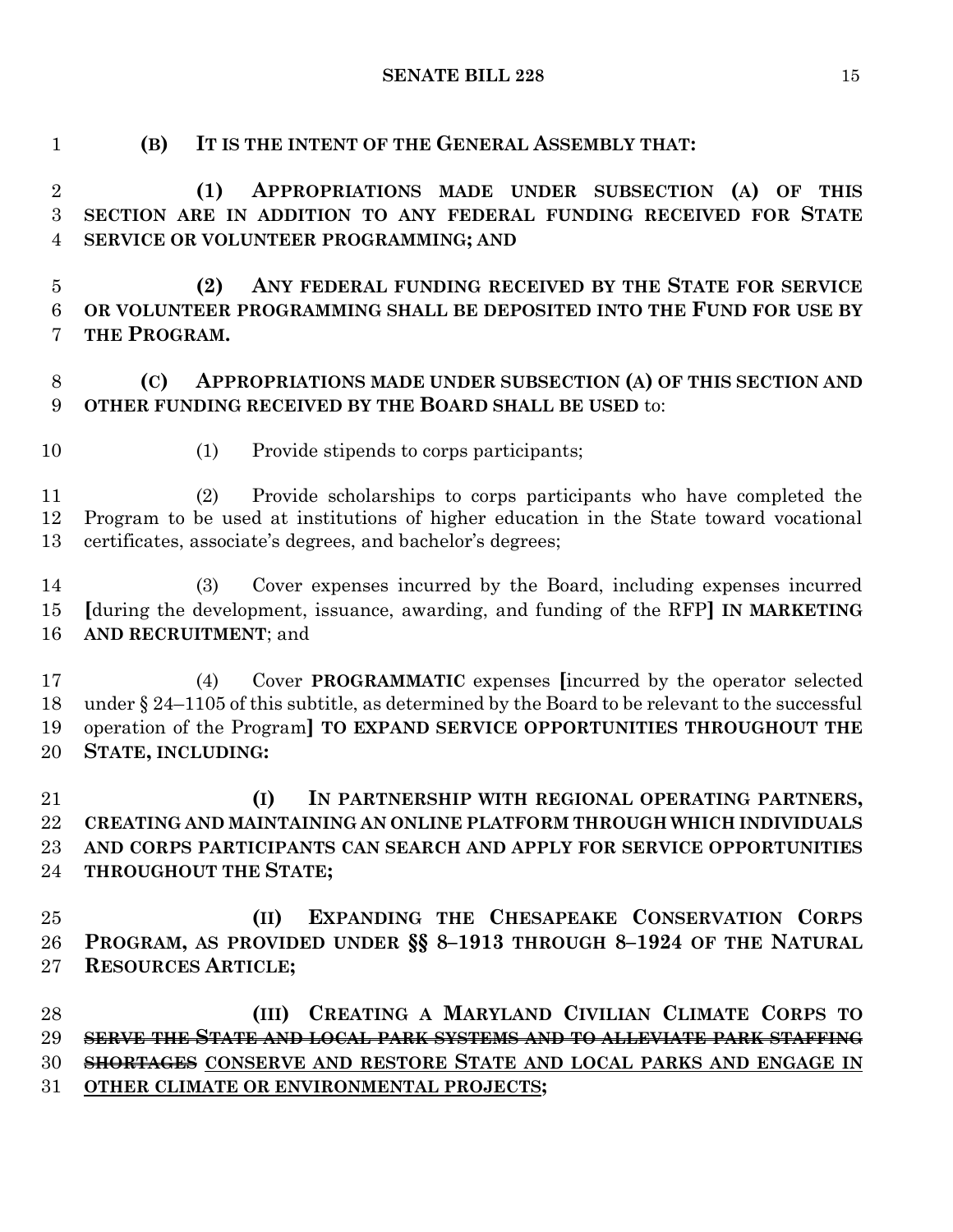**(B) IT IS THE INTENT OF THE GENERAL ASSEMBLY THAT:**

**(1) APPROPRIATIONS MADE UNDER SUBSECTION (A) OF THIS SECTION ARE IN ADDITION TO ANY FEDERAL FUNDING RECEIVED FOR STATE SERVICE OR VOLUNTEER PROGRAMMING; AND**

**(2) ANY FEDERAL FUNDING RECEIVED BY THE STATE FOR SERVICE OR VOLUNTEER PROGRAMMING SHALL BE DEPOSITED INTO THE FUND FOR USE BY THE PROGRAM.**

**(C) APPROPRIATIONS MADE UNDER SUBSECTION (A) OF THIS SECTION AND OTHER FUNDING RECEIVED BY THE BOARD SHALL BE USED** to:

(1) Provide stipends to corps participants;

(2) Provide scholarships to corps participants who have completed the Program to be used at institutions of higher education in the State toward vocational certificates, associate's degrees, and bachelor's degrees;

(3) Cover expenses incurred by the Board, including expenses incurred **[**during the development, issuance, awarding, and funding of the RFP**] IN MARKETING AND RECRUITMENT**; and

(4) Cover **PROGRAMMATIC** expenses **[**incurred by the operator selected under § 24–1105 of this subtitle, as determined by the Board to be relevant to the successful operation of the Program**] TO EXPAND SERVICE OPPORTUNITIES THROUGHOUT THE STATE, INCLUDING:**

**(I) IN PARTNERSHIP WITH REGIONAL OPERATING PARTNERS, CREATING AND MAINTAINING AN ONLINE PLATFORM THROUGH WHICH INDIVIDUALS AND CORPS PARTICIPANTS CAN SEARCH AND APPLY FOR SERVICE OPPORTUNITIES THROUGHOUT THE STATE;**

**(II) EXPANDING THE CHESAPEAKE CONSERVATION CORPS PROGRAM, AS PROVIDED UNDER §§ 8–1913 THROUGH 8–1924 OF THE NATURAL RESOURCES ARTICLE;**

**(III) CREATING A MARYLAND CIVILIAN CLIMATE CORPS TO** ~~**SERVE THE STATE AND LOCAL PARK SYSTEMS AND TO ALLEVIATE PARK STAFFING SHORTAGES**~~ <u>**CONSERVE AND RESTORE STATE AND LOCAL PARKS AND ENGAGE IN OTHER CLIMATE OR ENVIRONMENTAL PROJECTS**</u>**;**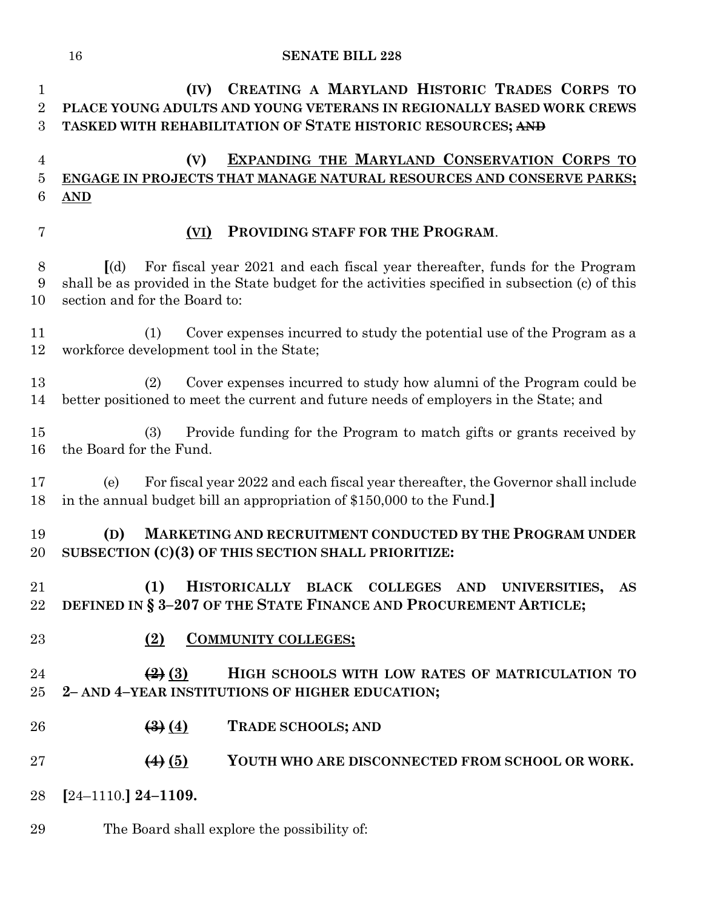**(IV) CREATING A MARYLAND HISTORIC TRADES CORPS TO PLACE YOUNG ADULTS AND YOUNG VETERANS IN REGIONALLY BASED WORK CREWS TASKED WITH REHABILITATION OF STATE HISTORIC RESOURCES;** ~~**AND**~~

**(V) EXPANDING THE MARYLAND CONSERVATION CORPS TO ENGAGE IN PROJECTS THAT MANAGE NATURAL RESOURCES AND CONSERVE PARKS; AND**

**(VI) PROVIDING STAFF FOR THE PROGRAM**.

**[**(d) For fiscal year 2021 and each fiscal year thereafter, funds for the Program shall be as provided in the State budget for the activities specified in subsection (c) of this section and for the Board to:

(1) Cover expenses incurred to study the potential use of the Program as a workforce development tool in the State;

(2) Cover expenses incurred to study how alumni of the Program could be better positioned to meet the current and future needs of employers in the State; and

(3) Provide funding for the Program to match gifts or grants received by the Board for the Fund.

(e) For fiscal year 2022 and each fiscal year thereafter, the Governor shall include in the annual budget bill an appropriation of $150,000 to the Fund.**]**

**(D) MARKETING AND RECRUITMENT CONDUCTED BY THE PROGRAM UNDER SUBSECTION (C)(3) OF THIS SECTION SHALL PRIORITIZE:**

**(1) HISTORICALLY BLACK COLLEGES AND UNIVERSITIES, AS DEFINED IN § 3–207 OF THE STATE FINANCE AND PROCUREMENT ARTICLE;**

**(2) COMMUNITY COLLEGES;**

~~**(2)**~~ **(3) HIGH SCHOOLS WITH LOW RATES OF MATRICULATION TO 2– AND 4–YEAR INSTITUTIONS OF HIGHER EDUCATION;**

~~**(3)**~~ **(4) TRADE SCHOOLS; AND**

~~**(4)**~~ **(5) YOUTH WHO ARE DISCONNECTED FROM SCHOOL OR WORK.**

**[**24–1110.**] 24–1109.**

The Board shall explore the possibility of: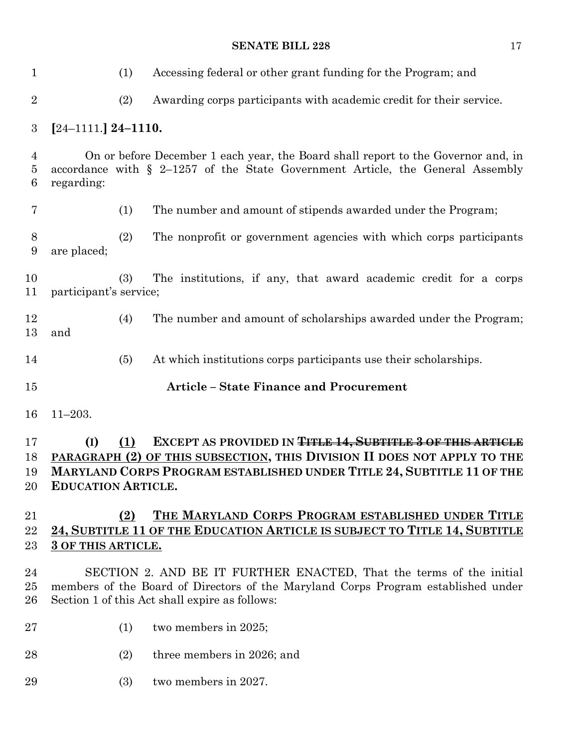(1) Accessing federal or other grant funding for the Program; and

(2) Awarding corps participants with academic credit for their service.

**[**24–1111.**] 24–1110.**

On or before December 1 each year, the Board shall report to the Governor and, in accordance with § 2–1257 of the State Government Article, the General Assembly regarding:

(1) The number and amount of stipends awarded under the Program;

(2) The nonprofit or government agencies with which corps participants are placed;

(3) The institutions, if any, that award academic credit for a corps participant's service;

(4) The number and amount of scholarships awarded under the Program; and

(5) At which institutions corps participants use their scholarships.

**Article – State Finance and Procurement**

11–203.

**(I)** **<u>(1)</u>** **EXCEPT AS PROVIDED IN ~~TITLE 14, SUBTITLE 3 OF THIS ARTICLE~~ <u>PARAGRAPH (2) OF THIS SUBSECTION</u>, THIS DIVISION II DOES NOT APPLY TO THE MARYLAND CORPS PROGRAM ESTABLISHED UNDER TITLE 24, SUBTITLE 11 OF THE EDUCATION ARTICLE.**

**<u>(2)</u>** **<u>THE MARYLAND CORPS PROGRAM ESTABLISHED UNDER TITLE 24, SUBTITLE 11 OF THE EDUCATION ARTICLE IS SUBJECT TO TITLE 14, SUBTITLE 3 OF THIS ARTICLE.</u>**

SECTION 2. AND BE IT FURTHER ENACTED, That the terms of the initial members of the Board of Directors of the Maryland Corps Program established under Section 1 of this Act shall expire as follows:

(1) two members in 2025;

(2) three members in 2026; and

(3) two members in 2027.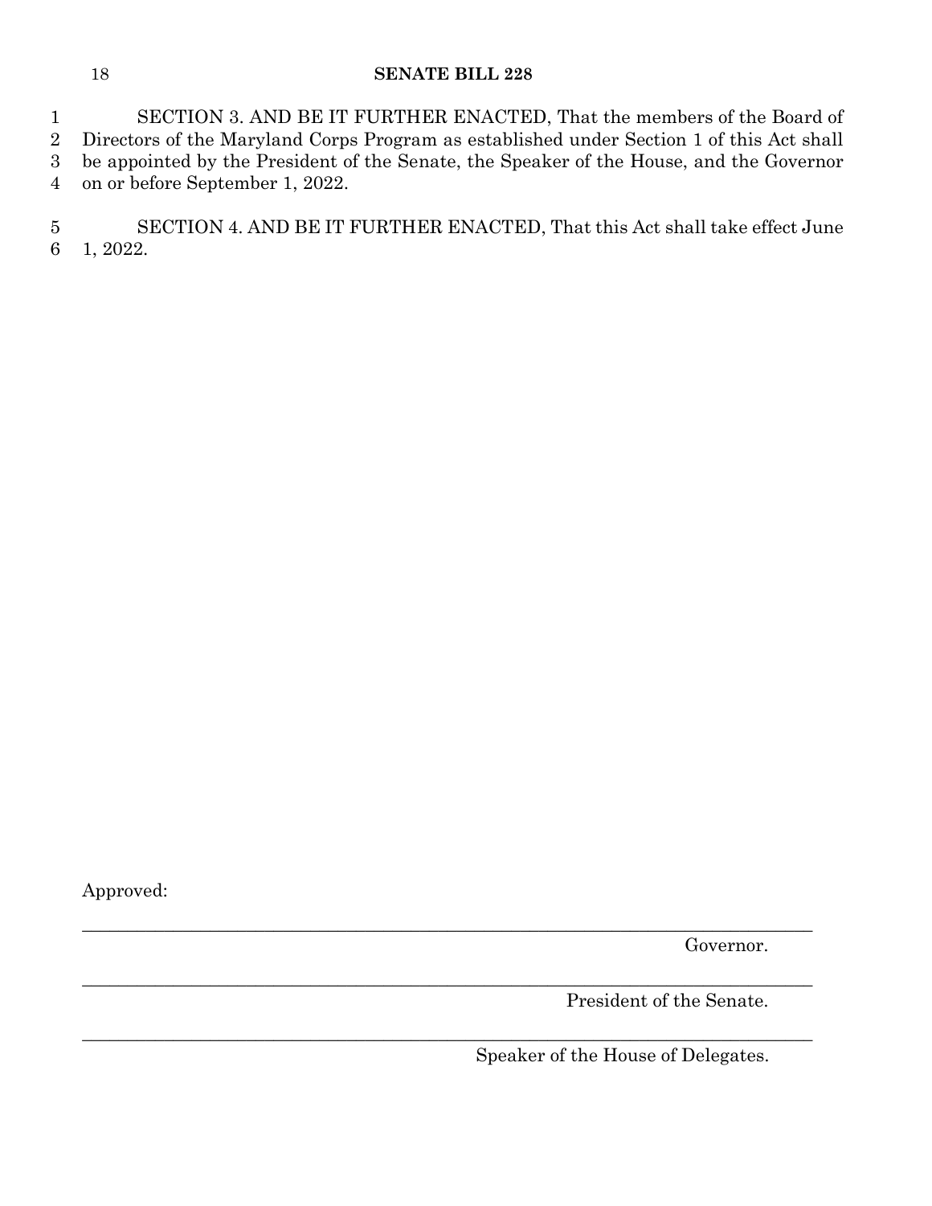SECTION 3. AND BE IT FURTHER ENACTED, That the members of the Board of Directors of the Maryland Corps Program as established under Section 1 of this Act shall be appointed by the President of the Senate, the Speaker of the House, and the Governor on or before September 1, 2022.

SECTION 4. AND BE IT FURTHER ENACTED, That this Act shall take effect June 1, 2022.

Approved:

\_\_\_\_\_\_\_\_\_\_\_\_\_\_\_\_\_\_\_\_\_\_\_\_\_\_\_\_\_\_\_\_\_\_\_\_\_\_\_\_\_\_\_\_\_\_\_\_\_\_\_\_\_\_\_\_\_\_\_\_\_\_\_\_\_\_\_\_\_\_\_\_\_\_

Governor.

\_\_\_\_\_\_\_\_\_\_\_\_\_\_\_\_\_\_\_\_\_\_\_\_\_\_\_\_\_\_\_\_\_\_\_\_\_\_\_\_\_\_\_\_\_\_\_\_\_\_\_\_\_\_\_\_\_\_\_\_\_\_\_\_\_\_\_\_\_\_\_\_\_\_

President of the Senate.

\_\_\_\_\_\_\_\_\_\_\_\_\_\_\_\_\_\_\_\_\_\_\_\_\_\_\_\_\_\_\_\_\_\_\_\_\_\_\_\_\_\_\_\_\_\_\_\_\_\_\_\_\_\_\_\_\_\_\_\_\_\_\_\_\_\_\_\_\_\_\_\_\_\_

Speaker of the House of Delegates.